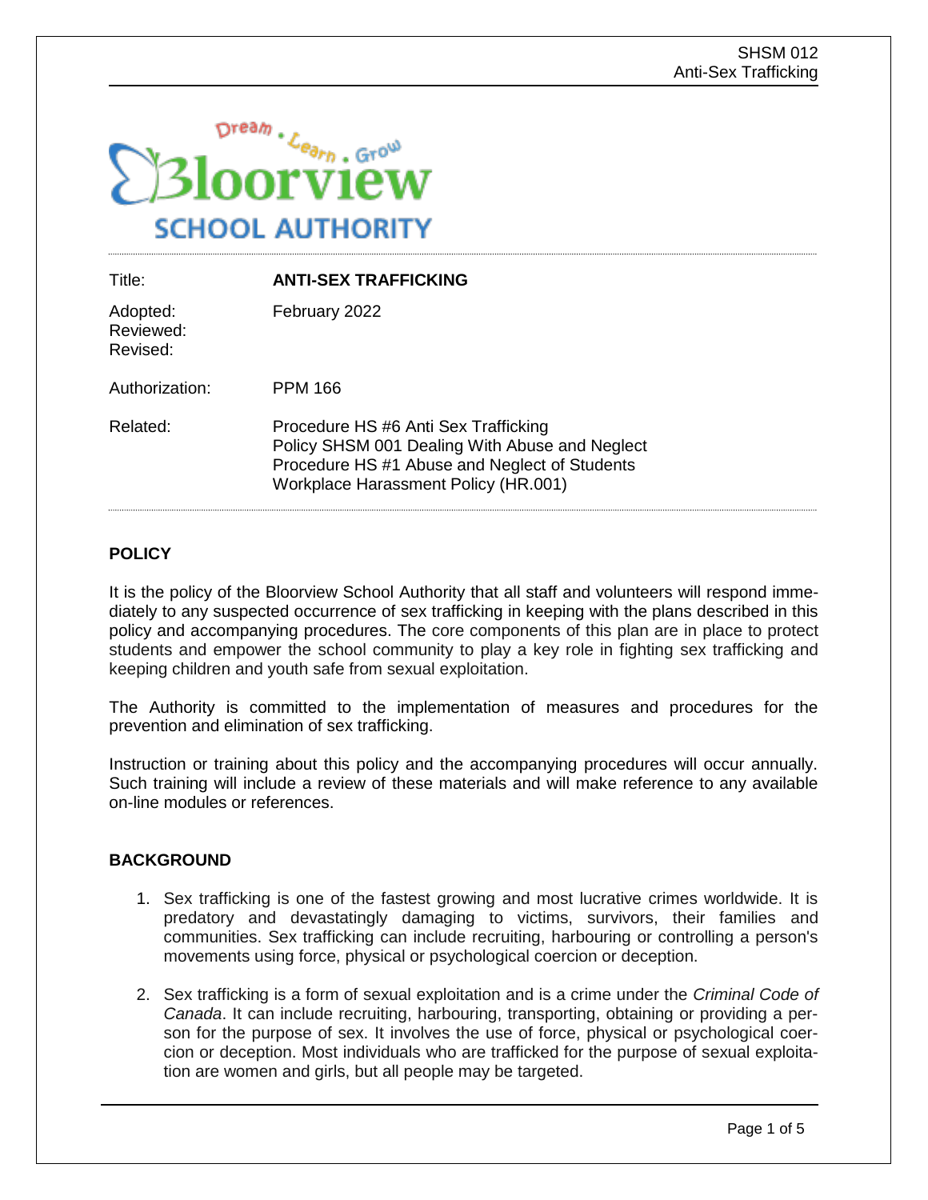Title: **ANTI-SEX TRAFFICKING**

Adopted: February 2022
Reviewed:
Revised:

Authorization: PPM 166

Related: Procedure HS #6 Anti Sex Trafficking
Policy SHSM 001 Dealing With Abuse and Neglect
Procedure HS #1 Abuse and Neglect of Students
Workplace Harassment Policy (HR.001)

## POLICY

It is the policy of the Bloorview School Authority that all staff and volunteers will respond immediately to any suspected occurrence of sex trafficking in keeping with the plans described in this policy and accompanying procedures. The core components of this plan are in place to protect students and empower the school community to play a key role in fighting sex trafficking and keeping children and youth safe from sexual exploitation.

The Authority is committed to the implementation of measures and procedures for the prevention and elimination of sex trafficking.

Instruction or training about this policy and the accompanying procedures will occur annually. Such training will include a review of these materials and will make reference to any available on-line modules or references.

## BACKGROUND

1. Sex trafficking is one of the fastest growing and most lucrative crimes worldwide. It is predatory and devastatingly damaging to victims, survivors, their families and communities. Sex trafficking can include recruiting, harbouring or controlling a person's movements using force, physical or psychological coercion or deception.

2. Sex trafficking is a form of sexual exploitation and is a crime under the *Criminal Code of Canada*. It can include recruiting, harbouring, transporting, obtaining or providing a person for the purpose of sex. It involves the use of force, physical or psychological coercion or deception. Most individuals who are trafficked for the purpose of sexual exploitation are women and girls, but all people may be targeted.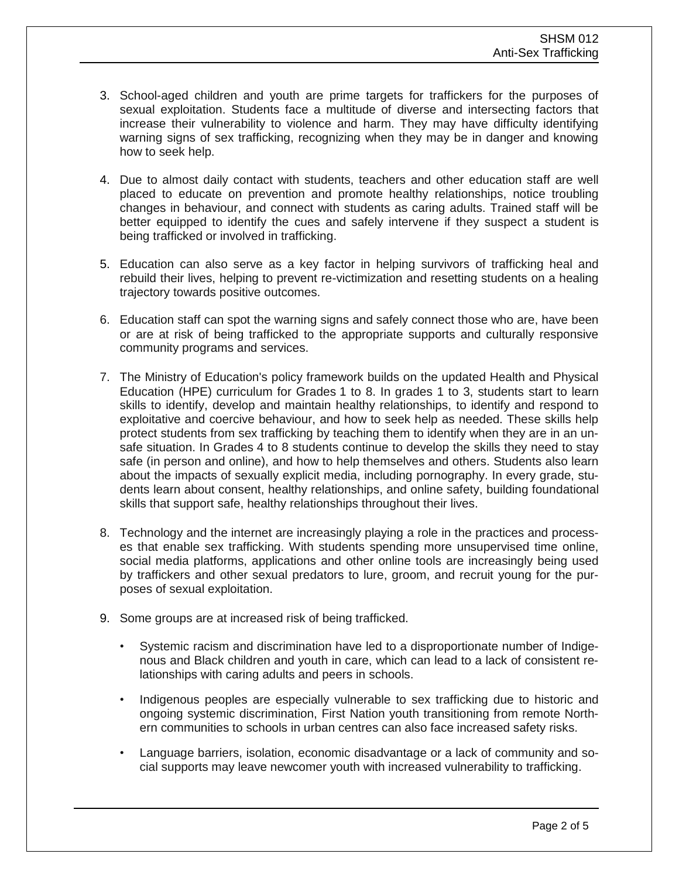3. School-aged children and youth are prime targets for traffickers for the purposes of sexual exploitation. Students face a multitude of diverse and intersecting factors that increase their vulnerability to violence and harm. They may have difficulty identifying warning signs of sex trafficking, recognizing when they may be in danger and knowing how to seek help.

4. Due to almost daily contact with students, teachers and other education staff are well placed to educate on prevention and promote healthy relationships, notice troubling changes in behaviour, and connect with students as caring adults. Trained staff will be better equipped to identify the cues and safely intervene if they suspect a student is being trafficked or involved in trafficking.

5. Education can also serve as a key factor in helping survivors of trafficking heal and rebuild their lives, helping to prevent re-victimization and resetting students on a healing trajectory towards positive outcomes.

6. Education staff can spot the warning signs and safely connect those who are, have been or are at risk of being trafficked to the appropriate supports and culturally responsive community programs and services.

7. The Ministry of Education's policy framework builds on the updated Health and Physical Education (HPE) curriculum for Grades 1 to 8. In grades 1 to 3, students start to learn skills to identify, develop and maintain healthy relationships, to identify and respond to exploitative and coercive behaviour, and how to seek help as needed. These skills help protect students from sex trafficking by teaching them to identify when they are in an unsafe situation. In Grades 4 to 8 students continue to develop the skills they need to stay safe (in person and online), and how to help themselves and others. Students also learn about the impacts of sexually explicit media, including pornography. In every grade, students learn about consent, healthy relationships, and online safety, building foundational skills that support safe, healthy relationships throughout their lives.

8. Technology and the internet are increasingly playing a role in the practices and processes that enable sex trafficking. With students spending more unsupervised time online, social media platforms, applications and other online tools are increasingly being used by traffickers and other sexual predators to lure, groom, and recruit young for the purposes of sexual exploitation.

9. Some groups are at increased risk of being trafficked.
   - Systemic racism and discrimination have led to a disproportionate number of Indigenous and Black children and youth in care, which can lead to a lack of consistent relationships with caring adults and peers in schools.
   - Indigenous peoples are especially vulnerable to sex trafficking due to historic and ongoing systemic discrimination, First Nation youth transitioning from remote Northern communities to schools in urban centres can also face increased safety risks.
   - Language barriers, isolation, economic disadvantage or a lack of community and social supports may leave newcomer youth with increased vulnerability to trafficking.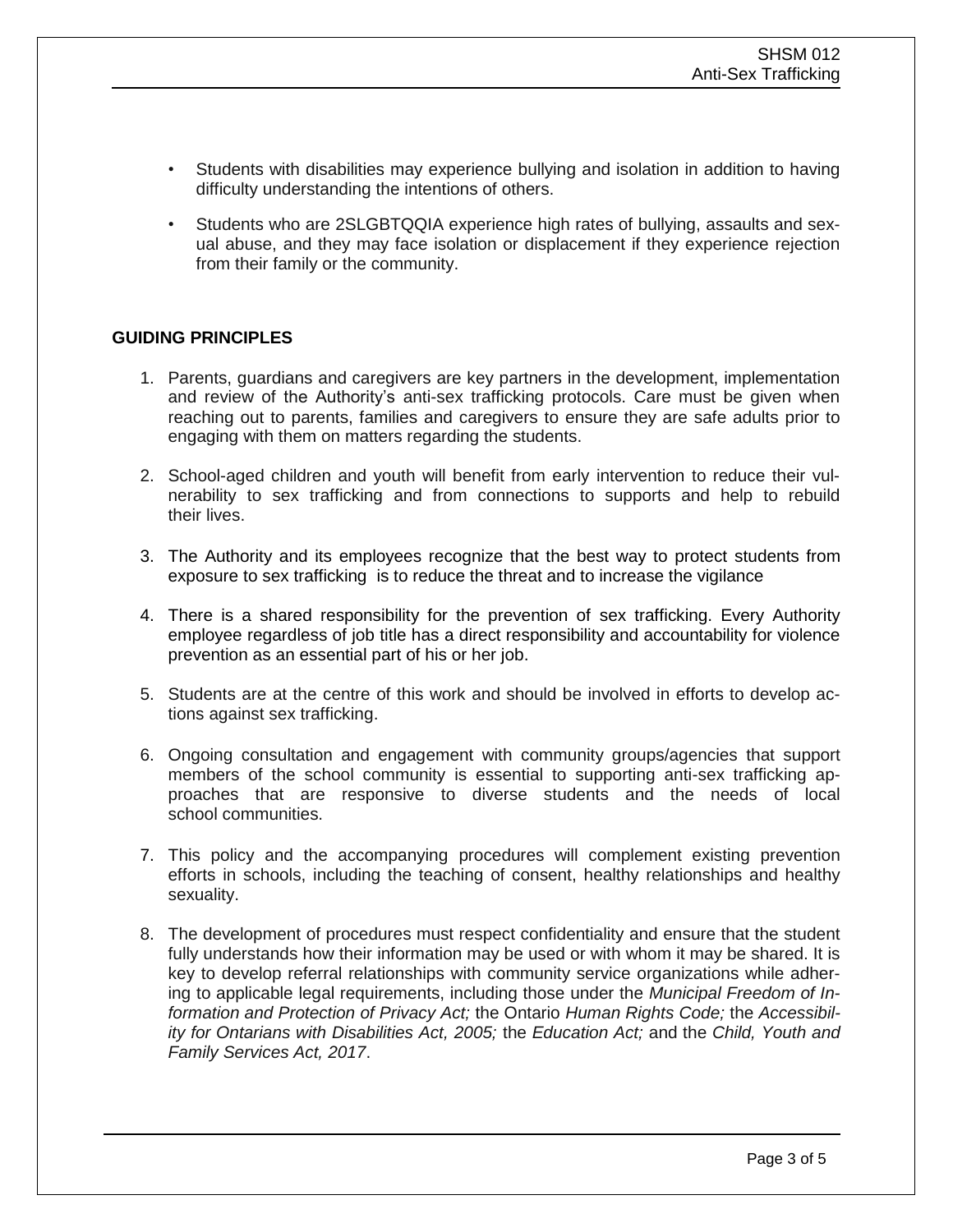- Students with disabilities may experience bullying and isolation in addition to having difficulty understanding the intentions of others.
- Students who are 2SLGBTQQIA experience high rates of bullying, assaults and sexual abuse, and they may face isolation or displacement if they experience rejection from their family or the community.

## GUIDING PRINCIPLES

1. Parents, guardians and caregivers are key partners in the development, implementation and review of the Authority's anti-sex trafficking protocols. Care must be given when reaching out to parents, families and caregivers to ensure they are safe adults prior to engaging with them on matters regarding the students.
2. School-aged children and youth will benefit from early intervention to reduce their vulnerability to sex trafficking and from connections to supports and help to rebuild their lives.
3. The Authority and its employees recognize that the best way to protect students from exposure to sex trafficking is to reduce the threat and to increase the vigilance
4. There is a shared responsibility for the prevention of sex trafficking. Every Authority employee regardless of job title has a direct responsibility and accountability for violence prevention as an essential part of his or her job.
5. Students are at the centre of this work and should be involved in efforts to develop actions against sex trafficking.
6. Ongoing consultation and engagement with community groups/agencies that support members of the school community is essential to supporting anti-sex trafficking approaches that are responsive to diverse students and the needs of local school communities.
7. This policy and the accompanying procedures will complement existing prevention efforts in schools, including the teaching of consent, healthy relationships and healthy sexuality.
8. The development of procedures must respect confidentiality and ensure that the student fully understands how their information may be used or with whom it may be shared. It is key to develop referral relationships with community service organizations while adhering to applicable legal requirements, including those under the *Municipal Freedom of Information and Protection of Privacy Act;* the Ontario *Human Rights Code;* the *Accessibility for Ontarians with Disabilities Act, 2005;* the *Education Act;* and the *Child, Youth and Family Services Act, 2017*.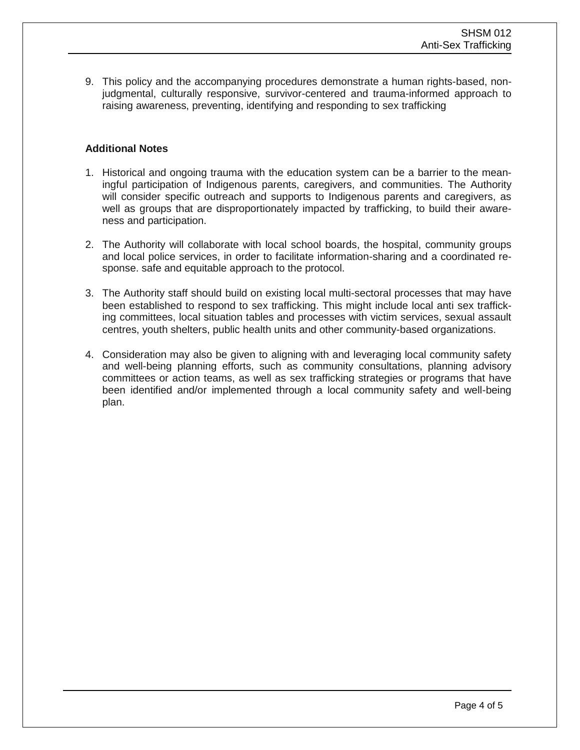9. This policy and the accompanying procedures demonstrate a human rights-based, non-judgmental, culturally responsive, survivor-centered and trauma-informed approach to raising awareness, preventing, identifying and responding to sex trafficking

**Additional Notes**

1. Historical and ongoing trauma with the education system can be a barrier to the meaningful participation of Indigenous parents, caregivers, and communities. The Authority will consider specific outreach and supports to Indigenous parents and caregivers, as well as groups that are disproportionately impacted by trafficking, to build their awareness and participation.

2. The Authority will collaborate with local school boards, the hospital, community groups and local police services, in order to facilitate information-sharing and a coordinated response. safe and equitable approach to the protocol.

3. The Authority staff should build on existing local multi-sectoral processes that may have been established to respond to sex trafficking. This might include local anti sex trafficking committees, local situation tables and processes with victim services, sexual assault centres, youth shelters, public health units and other community-based organizations.

4. Consideration may also be given to aligning with and leveraging local community safety and well-being planning efforts, such as community consultations, planning advisory committees or action teams, as well as sex trafficking strategies or programs that have been identified and/or implemented through a local community safety and well-being plan.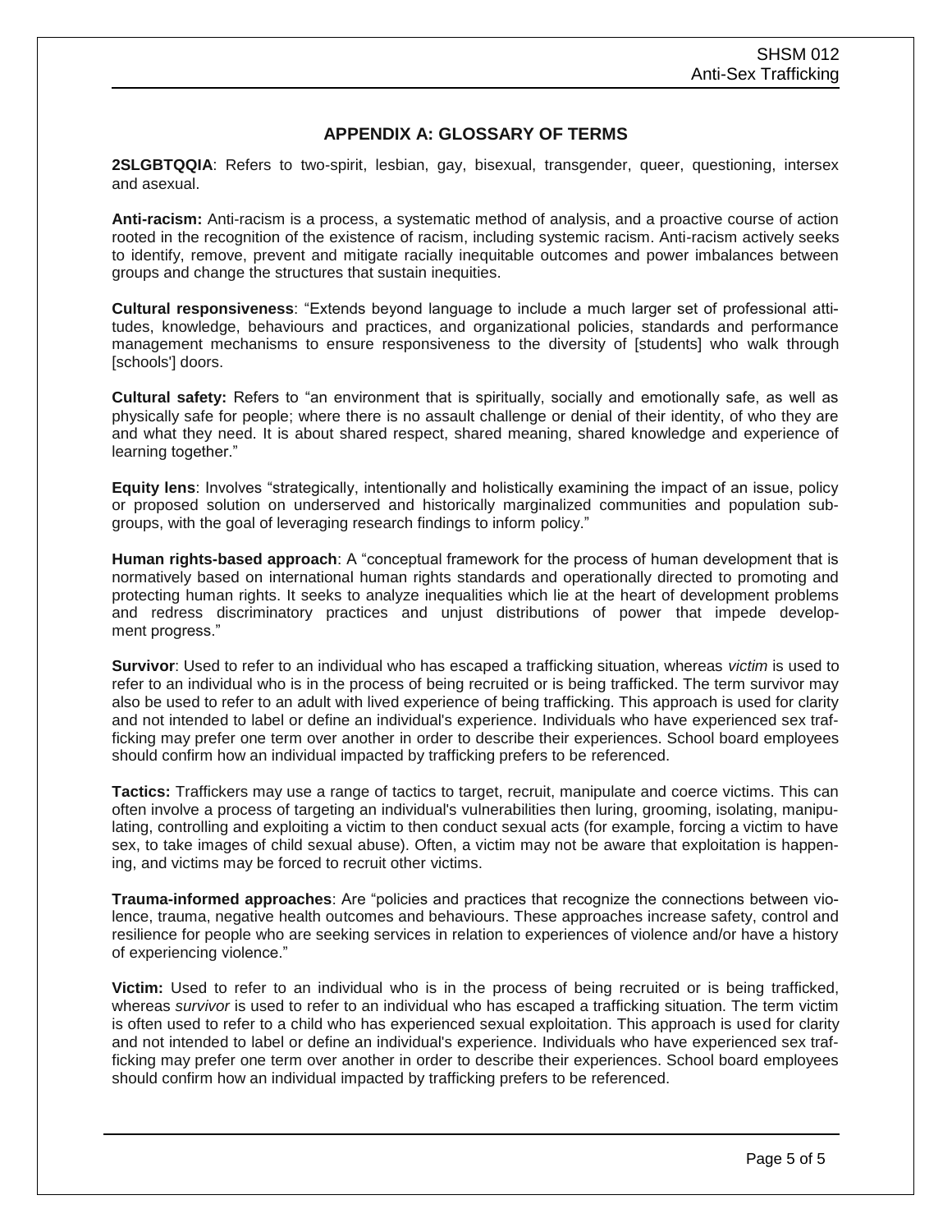## APPENDIX A: GLOSSARY OF TERMS

**2SLGBTQQIA**: Refers to two-spirit, lesbian, gay, bisexual, transgender, queer, questioning, intersex and asexual.

**Anti-racism:** Anti-racism is a process, a systematic method of analysis, and a proactive course of action rooted in the recognition of the existence of racism, including systemic racism. Anti-racism actively seeks to identify, remove, prevent and mitigate racially inequitable outcomes and power imbalances between groups and change the structures that sustain inequities.

**Cultural responsiveness**: "Extends beyond language to include a much larger set of professional attitudes, knowledge, behaviours and practices, and organizational policies, standards and performance management mechanisms to ensure responsiveness to the diversity of [students] who walk through [schools'] doors.

**Cultural safety:** Refers to "an environment that is spiritually, socially and emotionally safe, as well as physically safe for people; where there is no assault challenge or denial of their identity, of who they are and what they need. It is about shared respect, shared meaning, shared knowledge and experience of learning together."

**Equity lens**: Involves "strategically, intentionally and holistically examining the impact of an issue, policy or proposed solution on underserved and historically marginalized communities and population subgroups, with the goal of leveraging research findings to inform policy."

**Human rights-based approach**: A "conceptual framework for the process of human development that is normatively based on international human rights standards and operationally directed to promoting and protecting human rights. It seeks to analyze inequalities which lie at the heart of development problems and redress discriminatory practices and unjust distributions of power that impede development progress."

**Survivor**: Used to refer to an individual who has escaped a trafficking situation, whereas *victim* is used to refer to an individual who is in the process of being recruited or is being trafficked. The term survivor may also be used to refer to an adult with lived experience of being trafficking. This approach is used for clarity and not intended to label or define an individual's experience. Individuals who have experienced sex trafficking may prefer one term over another in order to describe their experiences. School board employees should confirm how an individual impacted by trafficking prefers to be referenced.

**Tactics:** Traffickers may use a range of tactics to target, recruit, manipulate and coerce victims. This can often involve a process of targeting an individual's vulnerabilities then luring, grooming, isolating, manipulating, controlling and exploiting a victim to then conduct sexual acts (for example, forcing a victim to have sex, to take images of child sexual abuse). Often, a victim may not be aware that exploitation is happening, and victims may be forced to recruit other victims.

**Trauma-informed approaches**: Are "policies and practices that recognize the connections between violence, trauma, negative health outcomes and behaviours. These approaches increase safety, control and resilience for people who are seeking services in relation to experiences of violence and/or have a history of experiencing violence."

**Victim:** Used to refer to an individual who is in the process of being recruited or is being trafficked, whereas *survivor* is used to refer to an individual who has escaped a trafficking situation. The term victim is often used to refer to a child who has experienced sexual exploitation. This approach is used for clarity and not intended to label or define an individual's experience. Individuals who have experienced sex trafficking may prefer one term over another in order to describe their experiences. School board employees should confirm how an individual impacted by trafficking prefers to be referenced.